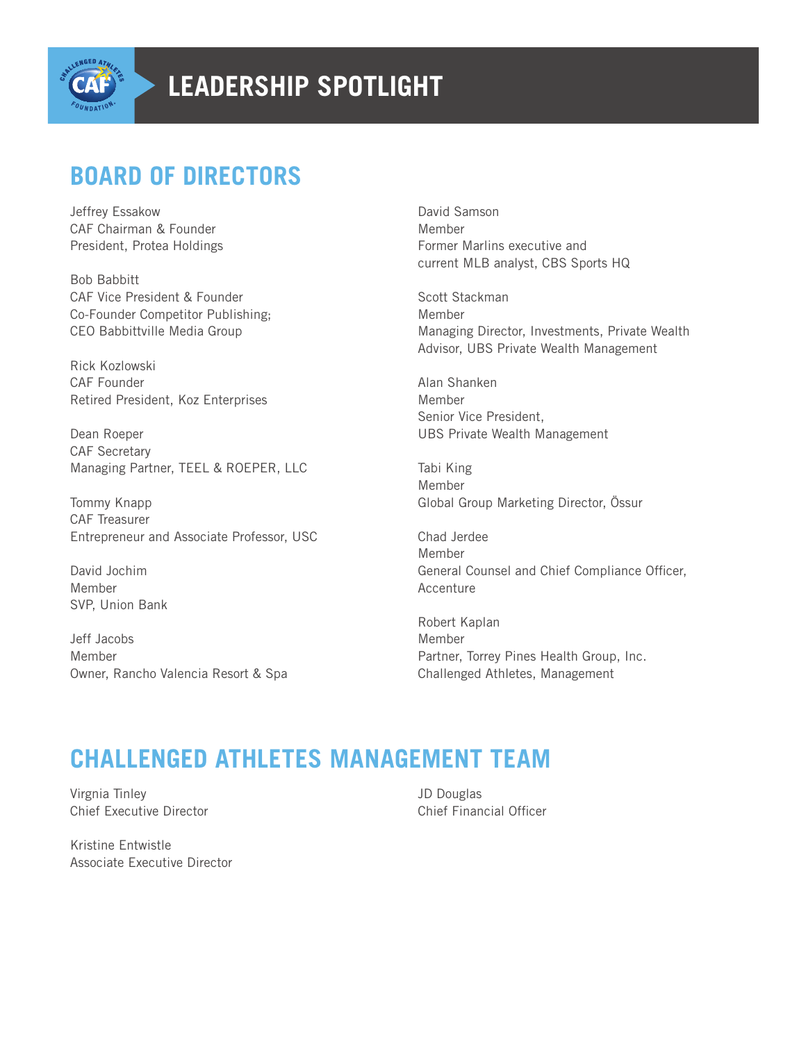# LEADERSHIP SPOTLIGHT

## BOARD OF DIRECTORS

Jeffrey Essakow
CAF Chairman & Founder
President, Protea Holdings

Bob Babbitt
CAF Vice President & Founder
Co-Founder Competitor Publishing;
CEO Babbittville Media Group

Rick Kozlowski
CAF Founder
Retired President, Koz Enterprises

Dean Roeper
CAF Secretary
Managing Partner, TEEL & ROEPER, LLC

Tommy Knapp
CAF Treasurer
Entrepreneur and Associate Professor, USC

David Jochim
Member
SVP, Union Bank

Jeff Jacobs
Member
Owner, Rancho Valencia Resort & Spa

David Samson
Member
Former Marlins executive and
current MLB analyst, CBS Sports HQ

Scott Stackman
Member
Managing Director, Investments, Private Wealth
Advisor, UBS Private Wealth Management

Alan Shanken
Member
Senior Vice President,
UBS Private Wealth Management

Tabi King
Member
Global Group Marketing Director, Össur

Chad Jerdee
Member
General Counsel and Chief Compliance Officer,
Accenture

Robert Kaplan
Member
Partner, Torrey Pines Health Group, Inc.
Challenged Athletes, Management

## CHALLENGED ATHLETES MANAGEMENT TEAM

Virgnia Tinley
Chief Executive Director

Kristine Entwistle
Associate Executive Director

JD Douglas
Chief Financial Officer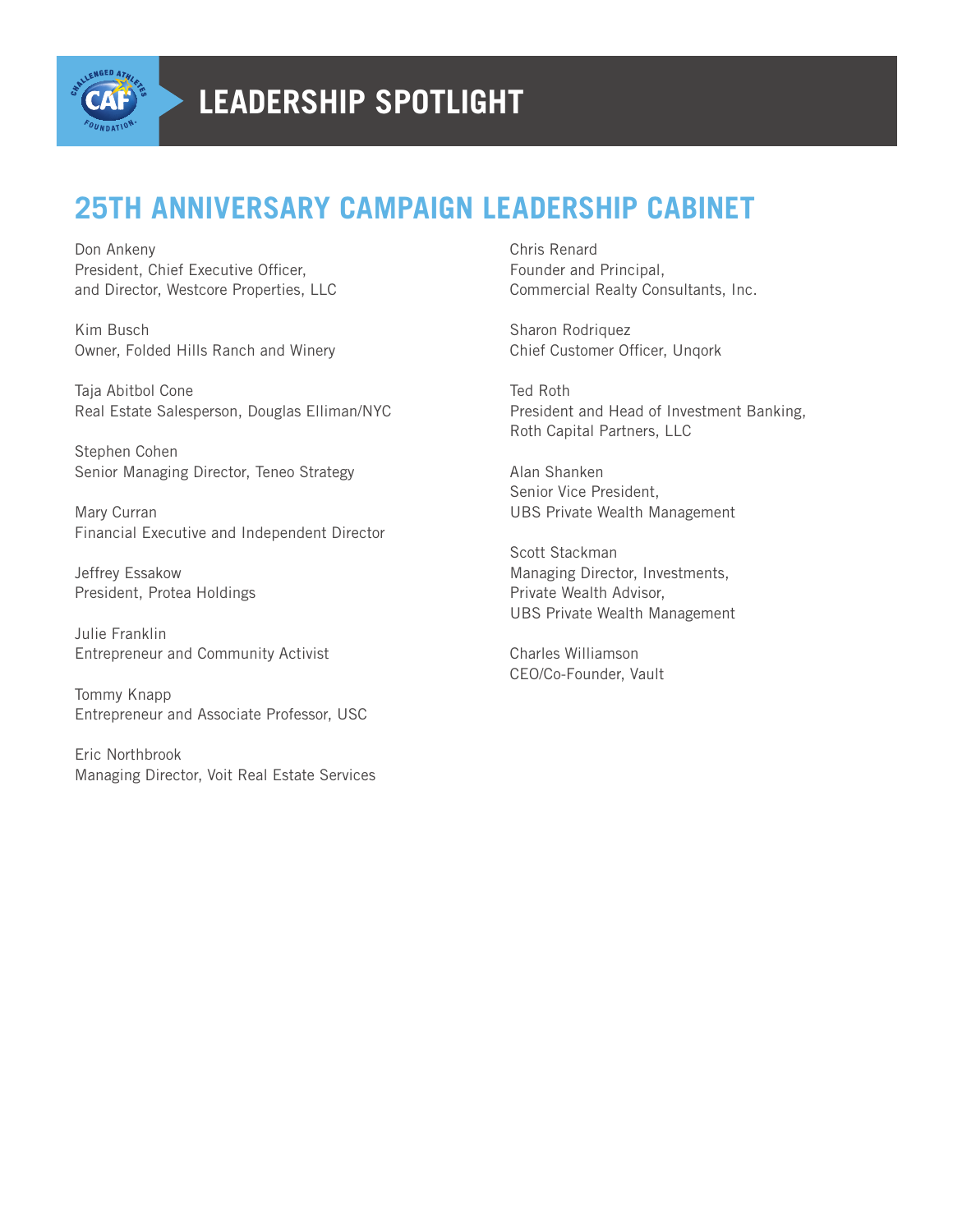# LEADERSHIP SPOTLIGHT

## 25TH ANNIVERSARY CAMPAIGN LEADERSHIP CABINET

Don Ankeny
President, Chief Executive Officer,
and Director, Westcore Properties, LLC

Kim Busch
Owner, Folded Hills Ranch and Winery

Taja Abitbol Cone
Real Estate Salesperson, Douglas Elliman/NYC

Stephen Cohen
Senior Managing Director, Teneo Strategy

Mary Curran
Financial Executive and Independent Director

Jeffrey Essakow
President, Protea Holdings

Julie Franklin
Entrepreneur and Community Activist

Tommy Knapp
Entrepreneur and Associate Professor, USC

Eric Northbrook
Managing Director, Voit Real Estate Services

Chris Renard
Founder and Principal,
Commercial Realty Consultants, Inc.

Sharon Rodriquez
Chief Customer Officer, Unqork

Ted Roth
President and Head of Investment Banking,
Roth Capital Partners, LLC

Alan Shanken
Senior Vice President,
UBS Private Wealth Management

Scott Stackman
Managing Director, Investments,
Private Wealth Advisor,
UBS Private Wealth Management

Charles Williamson
CEO/Co-Founder, Vault